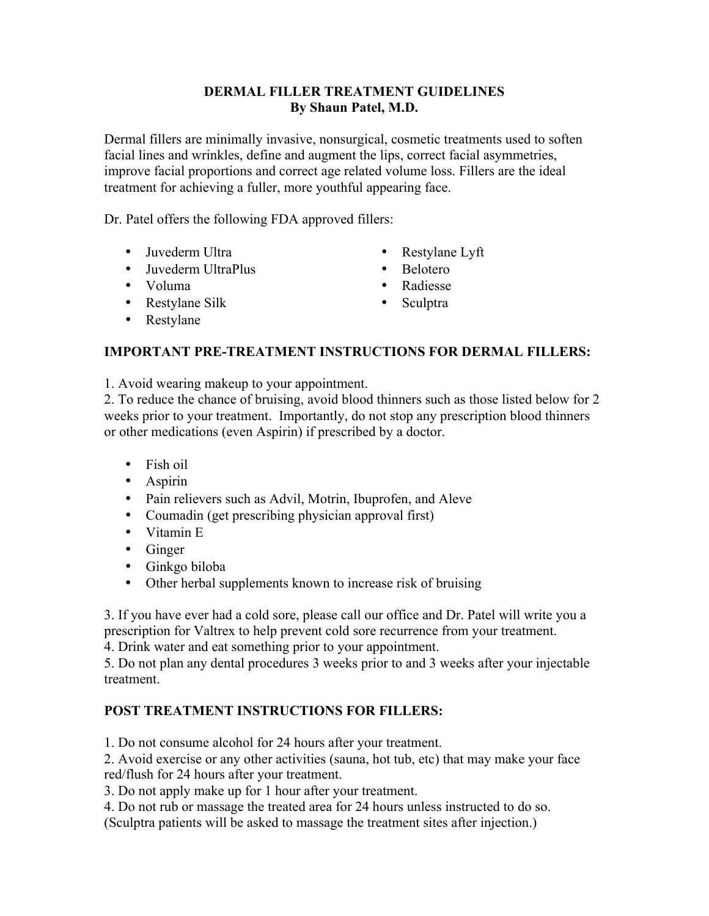# DERMAL FILLER TREATMENT GUIDELINES
**By Shaun Patel, M.D.**

Dermal fillers are minimally invasive, nonsurgical, cosmetic treatments used to soften facial lines and wrinkles, define and augment the lips, correct facial asymmetries, improve facial proportions and correct age related volume loss. Fillers are the ideal treatment for achieving a fuller, more youthful appearing face.

Dr. Patel offers the following FDA approved fillers:

- Juvederm Ultra
- Juvederm UltraPlus
- Voluma
- Restylane Silk
- Restylane
- Restylane Lyft
- Belotero
- Radiesse
- Sculptra

## IMPORTANT PRE-TREATMENT INSTRUCTIONS FOR DERMAL FILLERS:

1. Avoid wearing makeup to your appointment.
2. To reduce the chance of bruising, avoid blood thinners such as those listed below for 2 weeks prior to your treatment. Importantly, do not stop any prescription blood thinners or other medications (even Aspirin) if prescribed by a doctor.

   - Fish oil
   - Aspirin
   - Pain relievers such as Advil, Motrin, Ibuprofen, and Aleve
   - Coumadin (get prescribing physician approval first)
   - Vitamin E
   - Ginger
   - Ginkgo biloba
   - Other herbal supplements known to increase risk of bruising

3. If you have ever had a cold sore, please call our office and Dr. Patel will write you a prescription for Valtrex to help prevent cold sore recurrence from your treatment.
4. Drink water and eat something prior to your appointment.
5. Do not plan any dental procedures 3 weeks prior to and 3 weeks after your injectable treatment.

## POST TREATMENT INSTRUCTIONS FOR FILLERS:

1. Do not consume alcohol for 24 hours after your treatment.
2. Avoid exercise or any other activities (sauna, hot tub, etc) that may make your face red/flush for 24 hours after your treatment.
3. Do not apply make up for 1 hour after your treatment.
4. Do not rub or massage the treated area for 24 hours unless instructed to do so. (Sculptra patients will be asked to massage the treatment sites after injection.)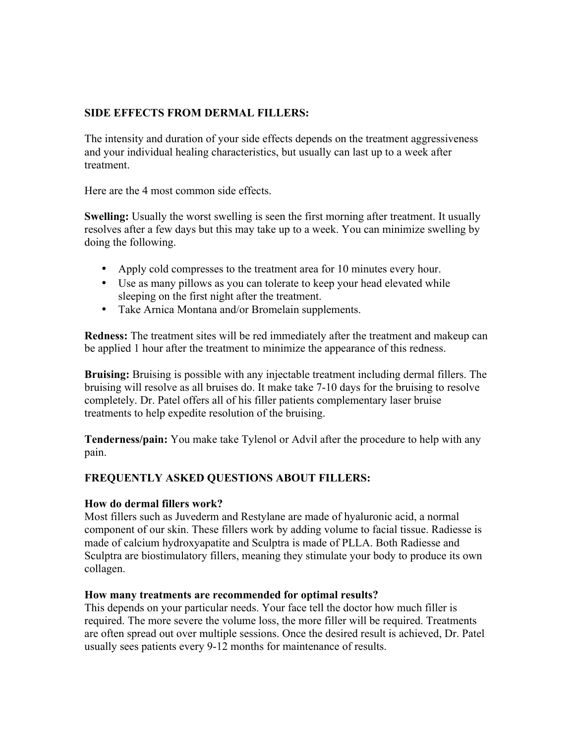## SIDE EFFECTS FROM DERMAL FILLERS:

The intensity and duration of your side effects depends on the treatment aggressiveness and your individual healing characteristics, but usually can last up to a week after treatment.

Here are the 4 most common side effects.

**Swelling:** Usually the worst swelling is seen the first morning after treatment. It usually resolves after a few days but this may take up to a week. You can minimize swelling by doing the following.

- Apply cold compresses to the treatment area for 10 minutes every hour.
- Use as many pillows as you can tolerate to keep your head elevated while sleeping on the first night after the treatment.
- Take Arnica Montana and/or Bromelain supplements.

**Redness:** The treatment sites will be red immediately after the treatment and makeup can be applied 1 hour after the treatment to minimize the appearance of this redness.

**Bruising:** Bruising is possible with any injectable treatment including dermal fillers. The bruising will resolve as all bruises do. It make take 7-10 days for the bruising to resolve completely. Dr. Patel offers all of his filler patients complementary laser bruise treatments to help expedite resolution of the bruising.

**Tenderness/pain:** You make take Tylenol or Advil after the procedure to help with any pain.

## FREQUENTLY ASKED QUESTIONS ABOUT FILLERS:

**How do dermal fillers work?**
Most fillers such as Juvederm and Restylane are made of hyaluronic acid, a normal component of our skin. These fillers work by adding volume to facial tissue. Radiesse is made of calcium hydroxyapatite and Sculptra is made of PLLA. Both Radiesse and Sculptra are biostimulatory fillers, meaning they stimulate your body to produce its own collagen.

**How many treatments are recommended for optimal results?**
This depends on your particular needs. Your face tell the doctor how much filler is required. The more severe the volume loss, the more filler will be required. Treatments are often spread out over multiple sessions. Once the desired result is achieved, Dr. Patel usually sees patients every 9-12 months for maintenance of results.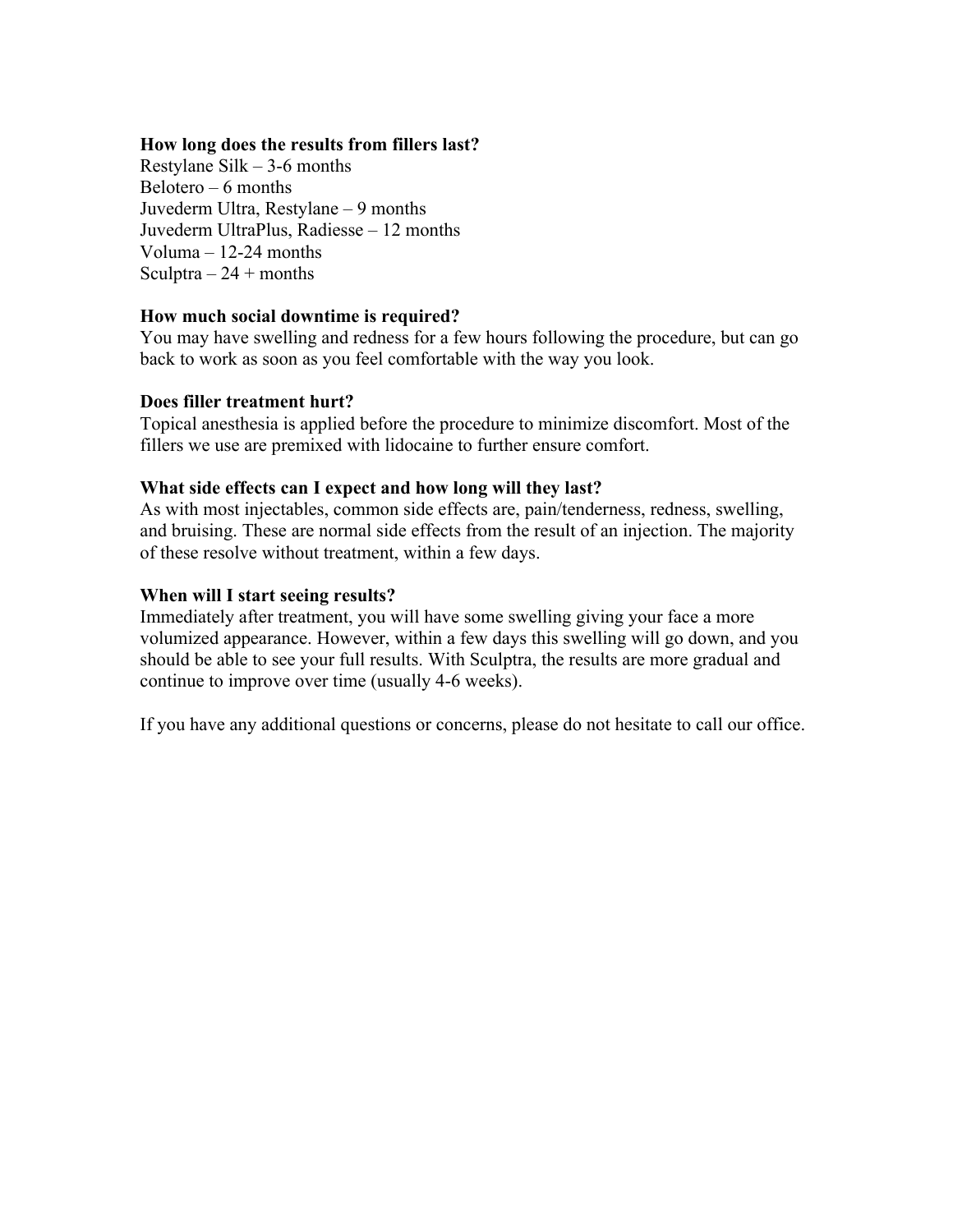**How long does the results from fillers last?**
Restylane Silk – 3-6 months
Belotero – 6 months
Juvederm Ultra, Restylane – 9 months
Juvederm UltraPlus, Radiesse – 12 months
Voluma – 12-24 months
Sculptra – 24 + months

**How much social downtime is required?**
You may have swelling and redness for a few hours following the procedure, but can go back to work as soon as you feel comfortable with the way you look.

**Does filler treatment hurt?**
Topical anesthesia is applied before the procedure to minimize discomfort. Most of the fillers we use are premixed with lidocaine to further ensure comfort.

**What side effects can I expect and how long will they last?**
As with most injectables, common side effects are, pain/tenderness, redness, swelling, and bruising. These are normal side effects from the result of an injection. The majority of these resolve without treatment, within a few days.

**When will I start seeing results?**
Immediately after treatment, you will have some swelling giving your face a more volumized appearance. However, within a few days this swelling will go down, and you should be able to see your full results. With Sculptra, the results are more gradual and continue to improve over time (usually 4-6 weeks).

If you have any additional questions or concerns, please do not hesitate to call our office.